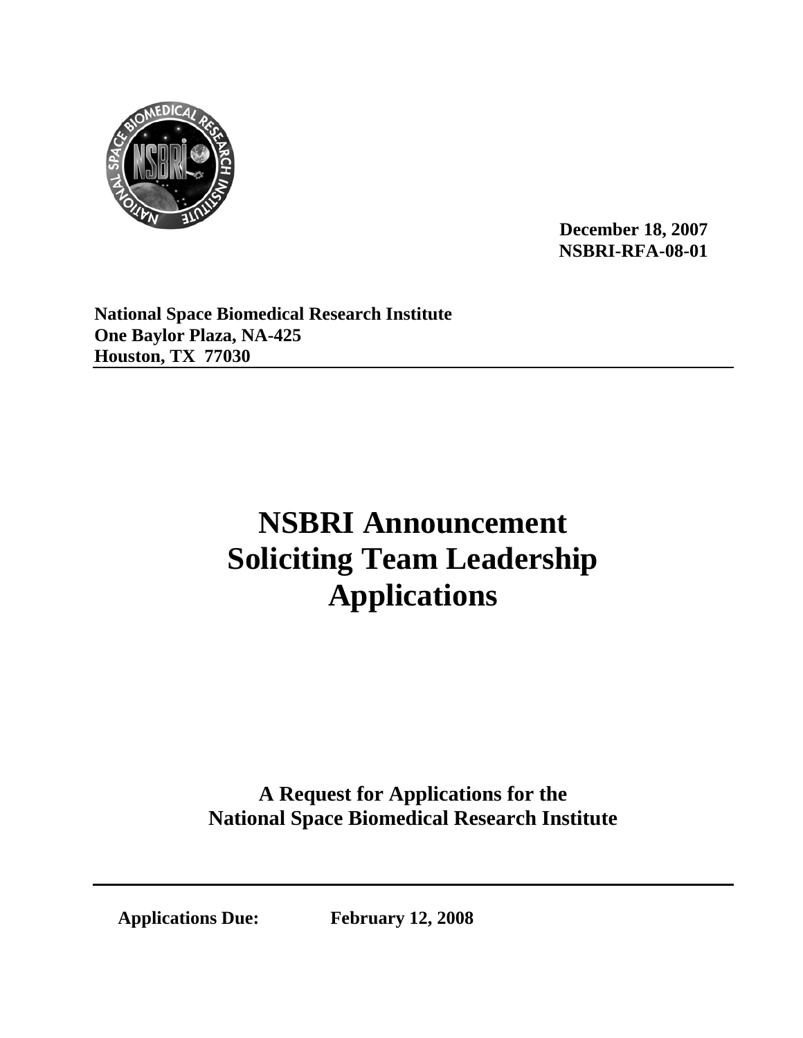**December 18, 2007**
**NSBRI-RFA-08-01**

**National Space Biomedical Research Institute**
**One Baylor Plaza, NA-425**
**Houston, TX 77030**

---

# NSBRI Announcement Soliciting Team Leadership Applications

## A Request for Applications for the National Space Biomedical Research Institute

---

**Applications Due:** **February 12, 2008**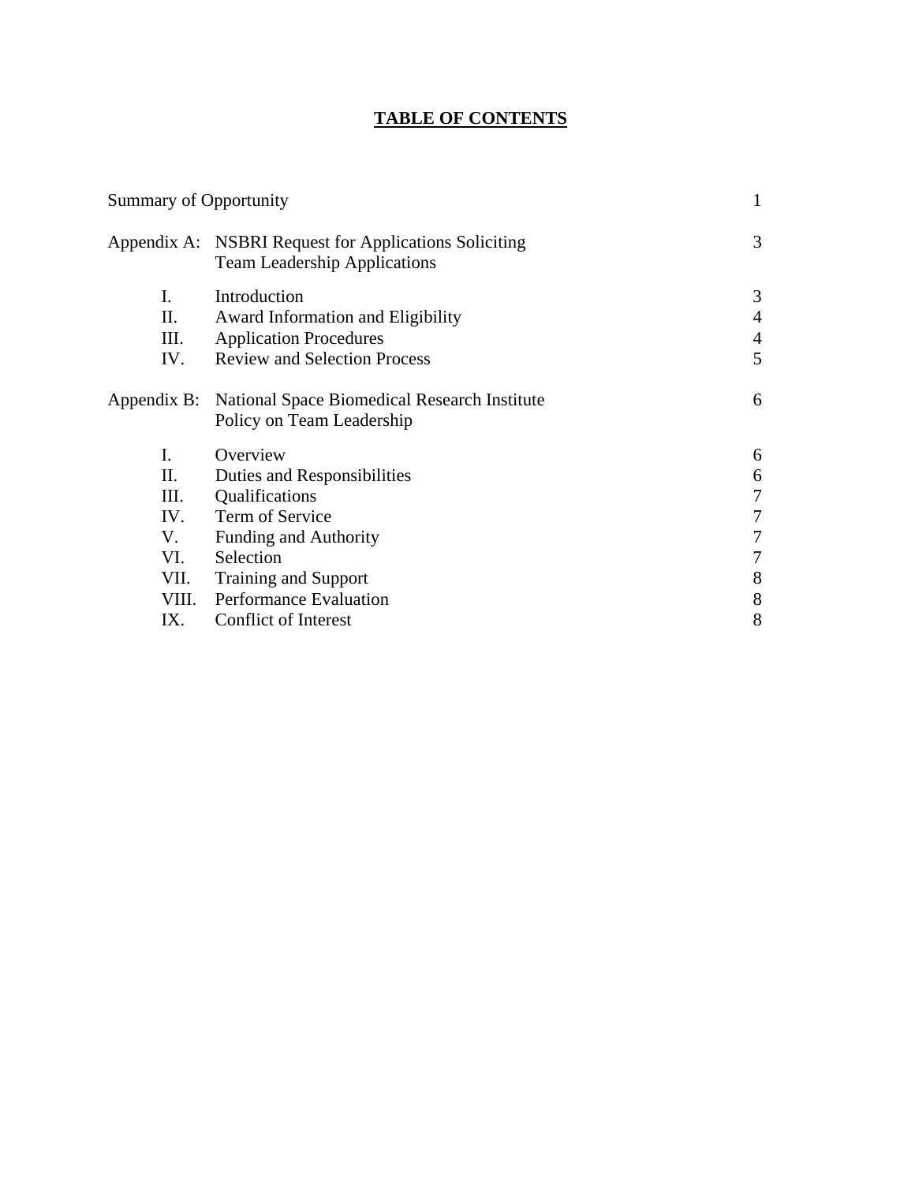# TABLE OF CONTENTS

| | | |
|---|---|---|
| Summary of Opportunity | | 1 |
| Appendix A: | NSBRI Request for Applications Soliciting Team Leadership Applications | 3 |
| I. | Introduction | 3 |
| II. | Award Information and Eligibility | 4 |
| III. | Application Procedures | 4 |
| IV. | Review and Selection Process | 5 |
| Appendix B: | National Space Biomedical Research Institute Policy on Team Leadership | 6 |
| I. | Overview | 6 |
| II. | Duties and Responsibilities | 6 |
| III. | Qualifications | 7 |
| IV. | Term of Service | 7 |
| V. | Funding and Authority | 7 |
| VI. | Selection | 7 |
| VII. | Training and Support | 8 |
| VIII. | Performance Evaluation | 8 |
| IX. | Conflict of Interest | 8 |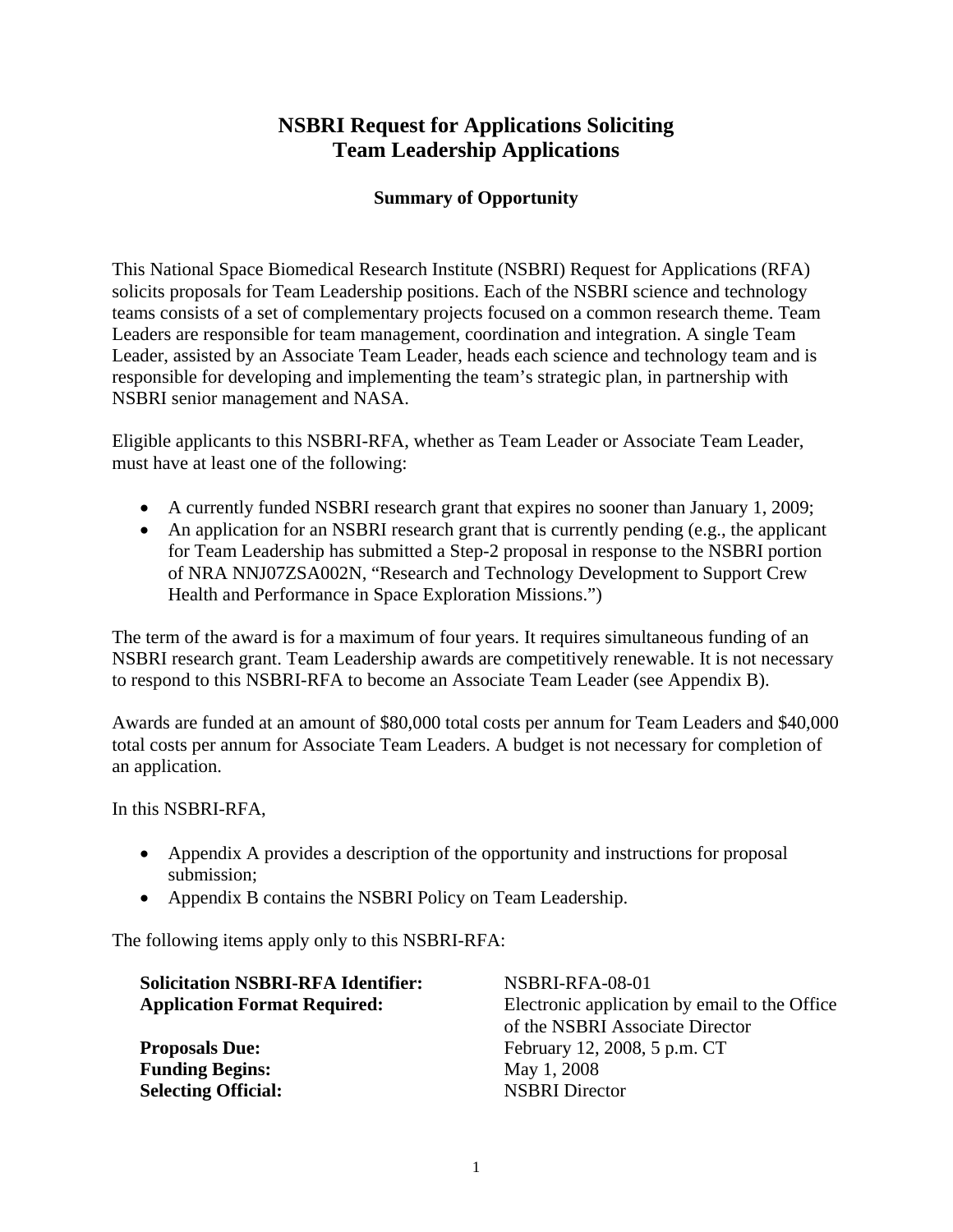# NSBRI Request for Applications Soliciting Team Leadership Applications

### Summary of Opportunity

This National Space Biomedical Research Institute (NSBRI) Request for Applications (RFA) solicits proposals for Team Leadership positions. Each of the NSBRI science and technology teams consists of a set of complementary projects focused on a common research theme. Team Leaders are responsible for team management, coordination and integration. A single Team Leader, assisted by an Associate Team Leader, heads each science and technology team and is responsible for developing and implementing the team's strategic plan, in partnership with NSBRI senior management and NASA.

Eligible applicants to this NSBRI-RFA, whether as Team Leader or Associate Team Leader, must have at least one of the following:

- A currently funded NSBRI research grant that expires no sooner than January 1, 2009;
- An application for an NSBRI research grant that is currently pending (e.g., the applicant for Team Leadership has submitted a Step-2 proposal in response to the NSBRI portion of NRA NNJ07ZSA002N, "Research and Technology Development to Support Crew Health and Performance in Space Exploration Missions.")

The term of the award is for a maximum of four years. It requires simultaneous funding of an NSBRI research grant. Team Leadership awards are competitively renewable. It is not necessary to respond to this NSBRI-RFA to become an Associate Team Leader (see Appendix B).

Awards are funded at an amount of $80,000 total costs per annum for Team Leaders and $40,000 total costs per annum for Associate Team Leaders. A budget is not necessary for completion of an application.

In this NSBRI-RFA,

- Appendix A provides a description of the opportunity and instructions for proposal submission;
- Appendix B contains the NSBRI Policy on Team Leadership.

The following items apply only to this NSBRI-RFA:

| | |
|---|---|
| **Solicitation NSBRI-RFA Identifier:** | NSBRI-RFA-08-01 |
| **Application Format Required:** | Electronic application by email to the Office of the NSBRI Associate Director |
| **Proposals Due:** | February 12, 2008, 5 p.m. CT |
| **Funding Begins:** | May 1, 2008 |
| **Selecting Official:** | NSBRI Director |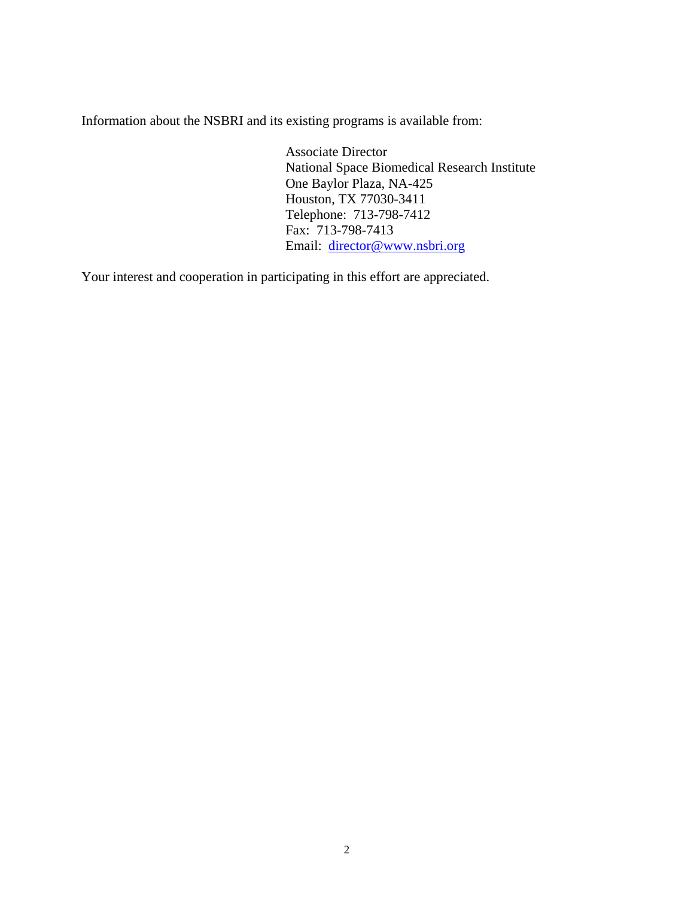Information about the NSBRI and its existing programs is available from:

Associate Director
National Space Biomedical Research Institute
One Baylor Plaza, NA-425
Houston, TX 77030-3411
Telephone: 713-798-7412
Fax: 713-798-7413
Email: director@www.nsbri.org

Your interest and cooperation in participating in this effort are appreciated.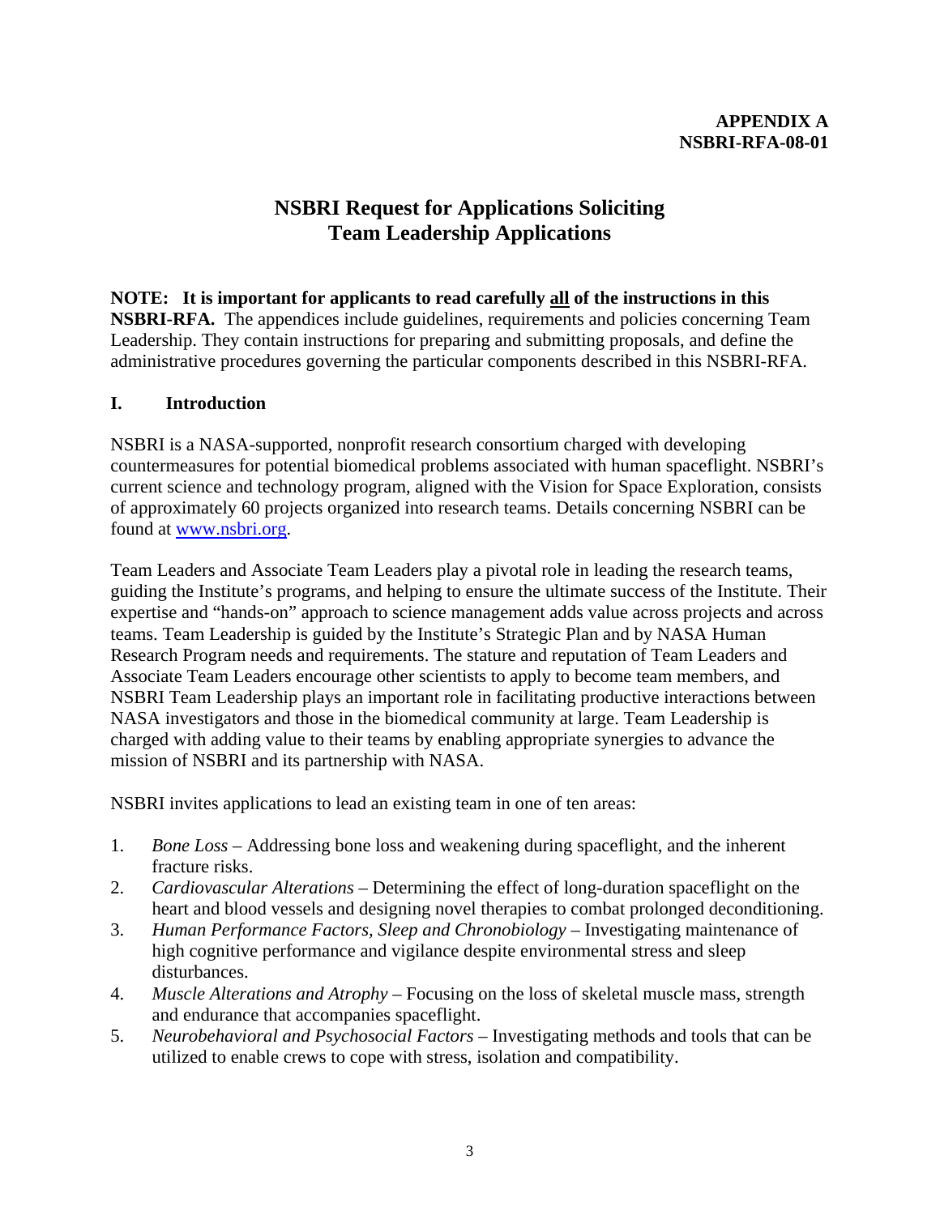**APPENDIX A**
**NSBRI-RFA-08-01**

# NSBRI Request for Applications Soliciting Team Leadership Applications

**NOTE: It is important for applicants to read carefully <u>all</u> of the instructions in this NSBRI-RFA.** The appendices include guidelines, requirements and policies concerning Team Leadership. They contain instructions for preparing and submitting proposals, and define the administrative procedures governing the particular components described in this NSBRI-RFA.

## I. Introduction

NSBRI is a NASA-supported, nonprofit research consortium charged with developing countermeasures for potential biomedical problems associated with human spaceflight. NSBRI's current science and technology program, aligned with the Vision for Space Exploration, consists of approximately 60 projects organized into research teams. Details concerning NSBRI can be found at [www.nsbri.org](http://www.nsbri.org).

Team Leaders and Associate Team Leaders play a pivotal role in leading the research teams, guiding the Institute's programs, and helping to ensure the ultimate success of the Institute. Their expertise and "hands-on" approach to science management adds value across projects and across teams. Team Leadership is guided by the Institute's Strategic Plan and by NASA Human Research Program needs and requirements. The stature and reputation of Team Leaders and Associate Team Leaders encourage other scientists to apply to become team members, and NSBRI Team Leadership plays an important role in facilitating productive interactions between NASA investigators and those in the biomedical community at large. Team Leadership is charged with adding value to their teams by enabling appropriate synergies to advance the mission of NSBRI and its partnership with NASA.

NSBRI invites applications to lead an existing team in one of ten areas:

1. *Bone Loss* – Addressing bone loss and weakening during spaceflight, and the inherent fracture risks.
2. *Cardiovascular Alterations* – Determining the effect of long-duration spaceflight on the heart and blood vessels and designing novel therapies to combat prolonged deconditioning.
3. *Human Performance Factors, Sleep and Chronobiology* – Investigating maintenance of high cognitive performance and vigilance despite environmental stress and sleep disturbances.
4. *Muscle Alterations and Atrophy* – Focusing on the loss of skeletal muscle mass, strength and endurance that accompanies spaceflight.
5. *Neurobehavioral and Psychosocial Factors* – Investigating methods and tools that can be utilized to enable crews to cope with stress, isolation and compatibility.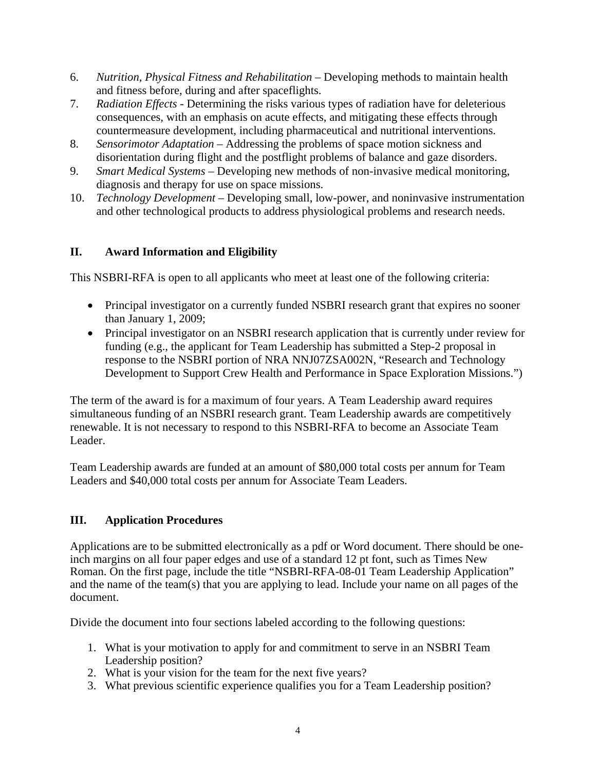6. *Nutrition, Physical Fitness and Rehabilitation* – Developing methods to maintain health and fitness before, during and after spaceflights.
7. *Radiation Effects* - Determining the risks various types of radiation have for deleterious consequences, with an emphasis on acute effects, and mitigating these effects through countermeasure development, including pharmaceutical and nutritional interventions.
8. *Sensorimotor Adaptation* – Addressing the problems of space motion sickness and disorientation during flight and the postflight problems of balance and gaze disorders.
9. *Smart Medical Systems* – Developing new methods of non-invasive medical monitoring, diagnosis and therapy for use on space missions.
10. *Technology Development* – Developing small, low-power, and noninvasive instrumentation and other technological products to address physiological problems and research needs.

## II. Award Information and Eligibility

This NSBRI-RFA is open to all applicants who meet at least one of the following criteria:

- Principal investigator on a currently funded NSBRI research grant that expires no sooner than January 1, 2009;
- Principal investigator on an NSBRI research application that is currently under review for funding (e.g., the applicant for Team Leadership has submitted a Step-2 proposal in response to the NSBRI portion of NRA NNJ07ZSA002N, "Research and Technology Development to Support Crew Health and Performance in Space Exploration Missions.")

The term of the award is for a maximum of four years. A Team Leadership award requires simultaneous funding of an NSBRI research grant. Team Leadership awards are competitively renewable. It is not necessary to respond to this NSBRI-RFA to become an Associate Team Leader.

Team Leadership awards are funded at an amount of $80,000 total costs per annum for Team Leaders and $40,000 total costs per annum for Associate Team Leaders.

## III. Application Procedures

Applications are to be submitted electronically as a pdf or Word document. There should be one-inch margins on all four paper edges and use of a standard 12 pt font, such as Times New Roman. On the first page, include the title "NSBRI-RFA-08-01 Team Leadership Application" and the name of the team(s) that you are applying to lead. Include your name on all pages of the document.

Divide the document into four sections labeled according to the following questions:

1. What is your motivation to apply for and commitment to serve in an NSBRI Team Leadership position?
2. What is your vision for the team for the next five years?
3. What previous scientific experience qualifies you for a Team Leadership position?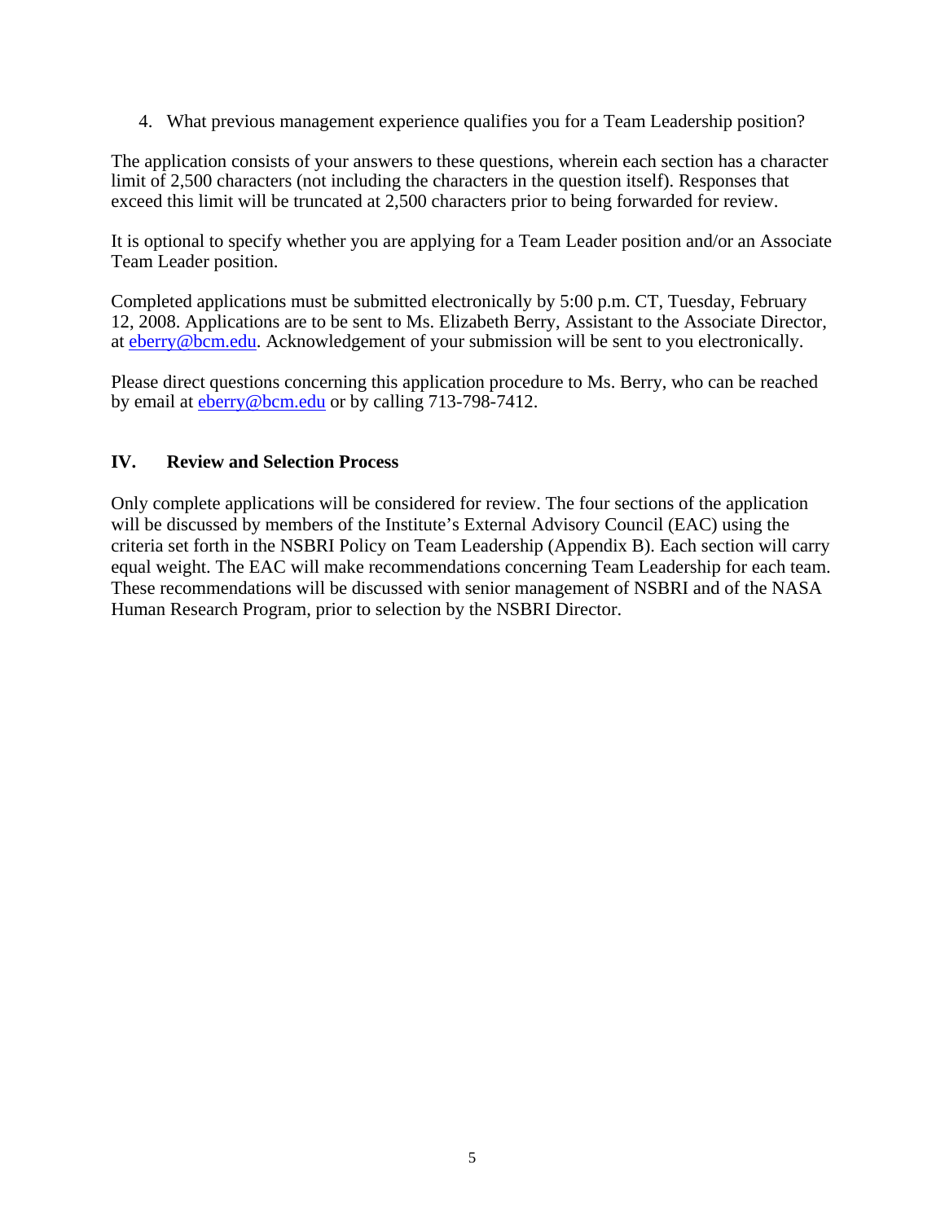4. What previous management experience qualifies you for a Team Leadership position?

The application consists of your answers to these questions, wherein each section has a character limit of 2,500 characters (not including the characters in the question itself). Responses that exceed this limit will be truncated at 2,500 characters prior to being forwarded for review.

It is optional to specify whether you are applying for a Team Leader position and/or an Associate Team Leader position.

Completed applications must be submitted electronically by 5:00 p.m. CT, Tuesday, February 12, 2008. Applications are to be sent to Ms. Elizabeth Berry, Assistant to the Associate Director, at eberry@bcm.edu. Acknowledgement of your submission will be sent to you electronically.

Please direct questions concerning this application procedure to Ms. Berry, who can be reached by email at eberry@bcm.edu or by calling 713-798-7412.

## IV. Review and Selection Process

Only complete applications will be considered for review. The four sections of the application will be discussed by members of the Institute's External Advisory Council (EAC) using the criteria set forth in the NSBRI Policy on Team Leadership (Appendix B). Each section will carry equal weight. The EAC will make recommendations concerning Team Leadership for each team. These recommendations will be discussed with senior management of NSBRI and of the NASA Human Research Program, prior to selection by the NSBRI Director.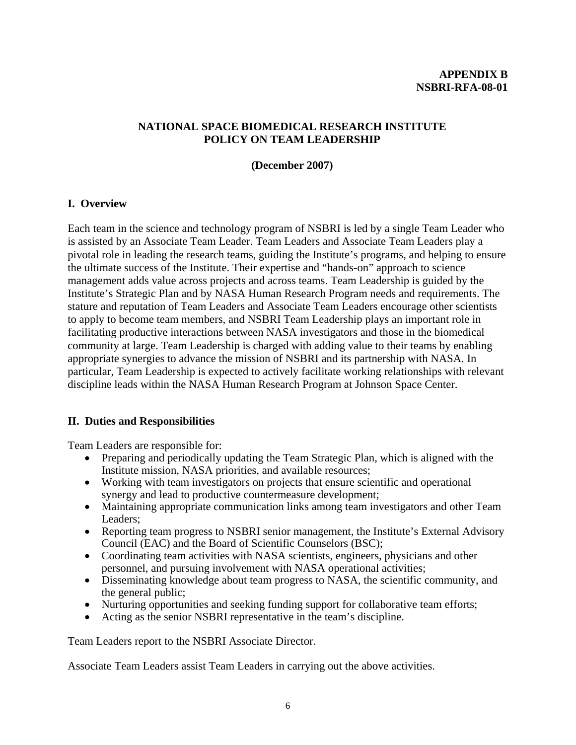**APPENDIX B**
**NSBRI-RFA-08-01**

# NATIONAL SPACE BIOMEDICAL RESEARCH INSTITUTE POLICY ON TEAM LEADERSHIP

**(December 2007)**

## I. Overview

Each team in the science and technology program of NSBRI is led by a single Team Leader who is assisted by an Associate Team Leader. Team Leaders and Associate Team Leaders play a pivotal role in leading the research teams, guiding the Institute's programs, and helping to ensure the ultimate success of the Institute. Their expertise and "hands-on" approach to science management adds value across projects and across teams. Team Leadership is guided by the Institute's Strategic Plan and by NASA Human Research Program needs and requirements. The stature and reputation of Team Leaders and Associate Team Leaders encourage other scientists to apply to become team members, and NSBRI Team Leadership plays an important role in facilitating productive interactions between NASA investigators and those in the biomedical community at large. Team Leadership is charged with adding value to their teams by enabling appropriate synergies to advance the mission of NSBRI and its partnership with NASA. In particular, Team Leadership is expected to actively facilitate working relationships with relevant discipline leads within the NASA Human Research Program at Johnson Space Center.

## II. Duties and Responsibilities

Team Leaders are responsible for:

- Preparing and periodically updating the Team Strategic Plan, which is aligned with the Institute mission, NASA priorities, and available resources;
- Working with team investigators on projects that ensure scientific and operational synergy and lead to productive countermeasure development;
- Maintaining appropriate communication links among team investigators and other Team Leaders;
- Reporting team progress to NSBRI senior management, the Institute's External Advisory Council (EAC) and the Board of Scientific Counselors (BSC);
- Coordinating team activities with NASA scientists, engineers, physicians and other personnel, and pursuing involvement with NASA operational activities;
- Disseminating knowledge about team progress to NASA, the scientific community, and the general public;
- Nurturing opportunities and seeking funding support for collaborative team efforts;
- Acting as the senior NSBRI representative in the team's discipline.

Team Leaders report to the NSBRI Associate Director.

Associate Team Leaders assist Team Leaders in carrying out the above activities.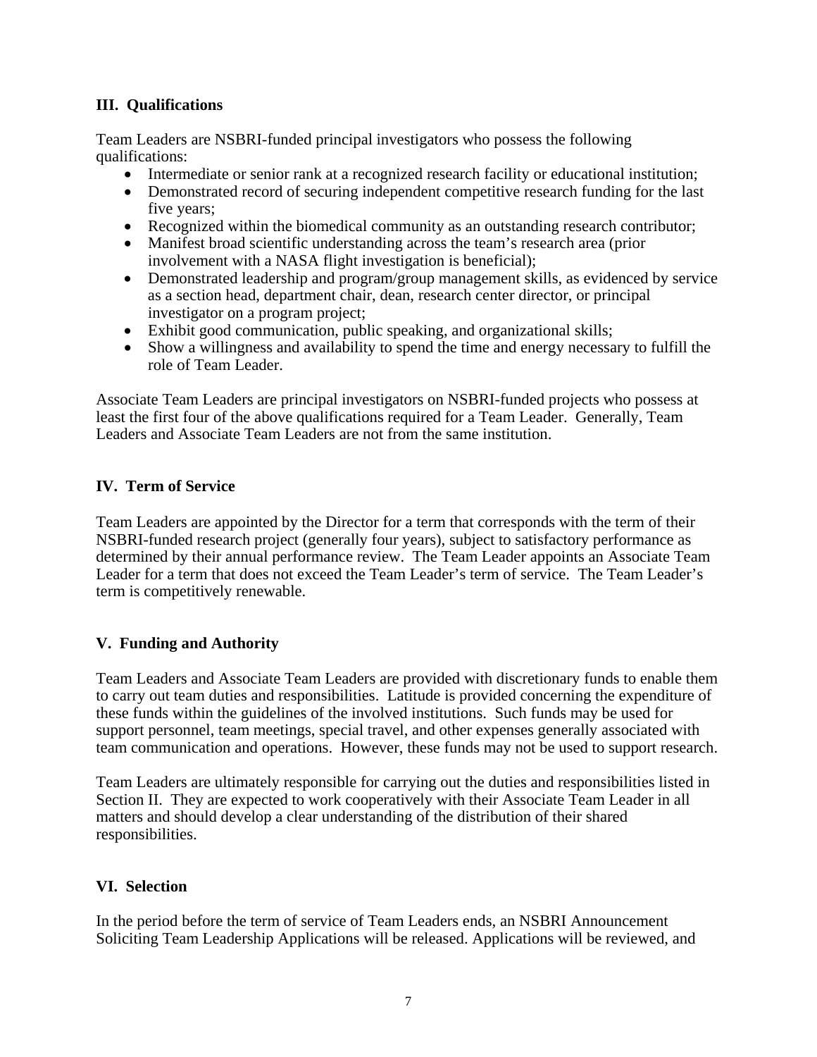## III. Qualifications

Team Leaders are NSBRI-funded principal investigators who possess the following qualifications:

- Intermediate or senior rank at a recognized research facility or educational institution;
- Demonstrated record of securing independent competitive research funding for the last five years;
- Recognized within the biomedical community as an outstanding research contributor;
- Manifest broad scientific understanding across the team's research area (prior involvement with a NASA flight investigation is beneficial);
- Demonstrated leadership and program/group management skills, as evidenced by service as a section head, department chair, dean, research center director, or principal investigator on a program project;
- Exhibit good communication, public speaking, and organizational skills;
- Show a willingness and availability to spend the time and energy necessary to fulfill the role of Team Leader.

Associate Team Leaders are principal investigators on NSBRI-funded projects who possess at least the first four of the above qualifications required for a Team Leader. Generally, Team Leaders and Associate Team Leaders are not from the same institution.

## IV. Term of Service

Team Leaders are appointed by the Director for a term that corresponds with the term of their NSBRI-funded research project (generally four years), subject to satisfactory performance as determined by their annual performance review. The Team Leader appoints an Associate Team Leader for a term that does not exceed the Team Leader's term of service. The Team Leader's term is competitively renewable.

## V. Funding and Authority

Team Leaders and Associate Team Leaders are provided with discretionary funds to enable them to carry out team duties and responsibilities. Latitude is provided concerning the expenditure of these funds within the guidelines of the involved institutions. Such funds may be used for support personnel, team meetings, special travel, and other expenses generally associated with team communication and operations. However, these funds may not be used to support research.

Team Leaders are ultimately responsible for carrying out the duties and responsibilities listed in Section II. They are expected to work cooperatively with their Associate Team Leader in all matters and should develop a clear understanding of the distribution of their shared responsibilities.

## VI. Selection

In the period before the term of service of Team Leaders ends, an NSBRI Announcement Soliciting Team Leadership Applications will be released. Applications will be reviewed, and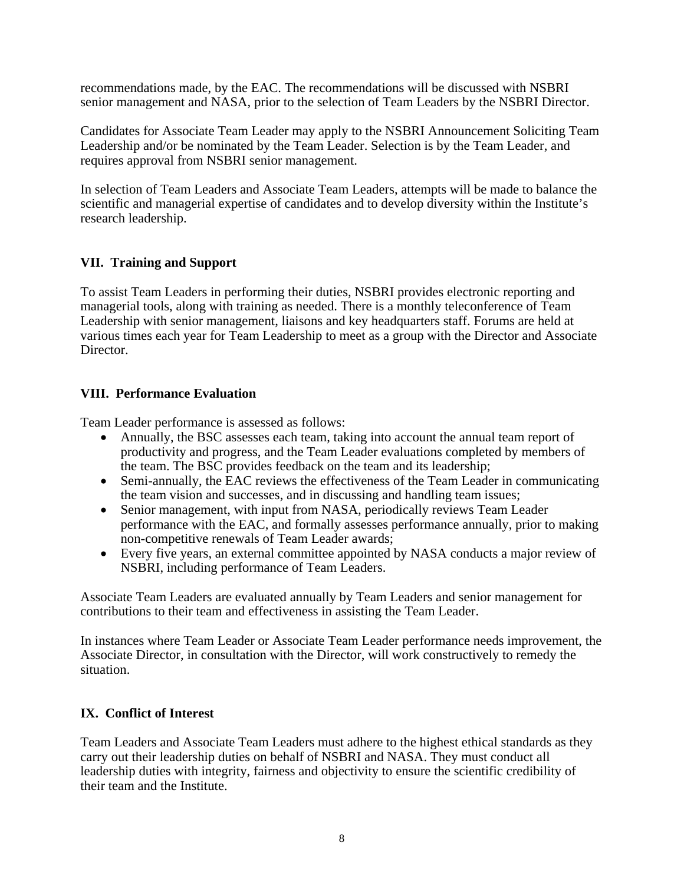recommendations made, by the EAC. The recommendations will be discussed with NSBRI senior management and NASA, prior to the selection of Team Leaders by the NSBRI Director.

Candidates for Associate Team Leader may apply to the NSBRI Announcement Soliciting Team Leadership and/or be nominated by the Team Leader. Selection is by the Team Leader, and requires approval from NSBRI senior management.

In selection of Team Leaders and Associate Team Leaders, attempts will be made to balance the scientific and managerial expertise of candidates and to develop diversity within the Institute's research leadership.

## VII. Training and Support

To assist Team Leaders in performing their duties, NSBRI provides electronic reporting and managerial tools, along with training as needed. There is a monthly teleconference of Team Leadership with senior management, liaisons and key headquarters staff. Forums are held at various times each year for Team Leadership to meet as a group with the Director and Associate Director.

## VIII. Performance Evaluation

Team Leader performance is assessed as follows:

- Annually, the BSC assesses each team, taking into account the annual team report of productivity and progress, and the Team Leader evaluations completed by members of the team. The BSC provides feedback on the team and its leadership;
- Semi-annually, the EAC reviews the effectiveness of the Team Leader in communicating the team vision and successes, and in discussing and handling team issues;
- Senior management, with input from NASA, periodically reviews Team Leader performance with the EAC, and formally assesses performance annually, prior to making non-competitive renewals of Team Leader awards;
- Every five years, an external committee appointed by NASA conducts a major review of NSBRI, including performance of Team Leaders.

Associate Team Leaders are evaluated annually by Team Leaders and senior management for contributions to their team and effectiveness in assisting the Team Leader.

In instances where Team Leader or Associate Team Leader performance needs improvement, the Associate Director, in consultation with the Director, will work constructively to remedy the situation.

## IX. Conflict of Interest

Team Leaders and Associate Team Leaders must adhere to the highest ethical standards as they carry out their leadership duties on behalf of NSBRI and NASA. They must conduct all leadership duties with integrity, fairness and objectivity to ensure the scientific credibility of their team and the Institute.